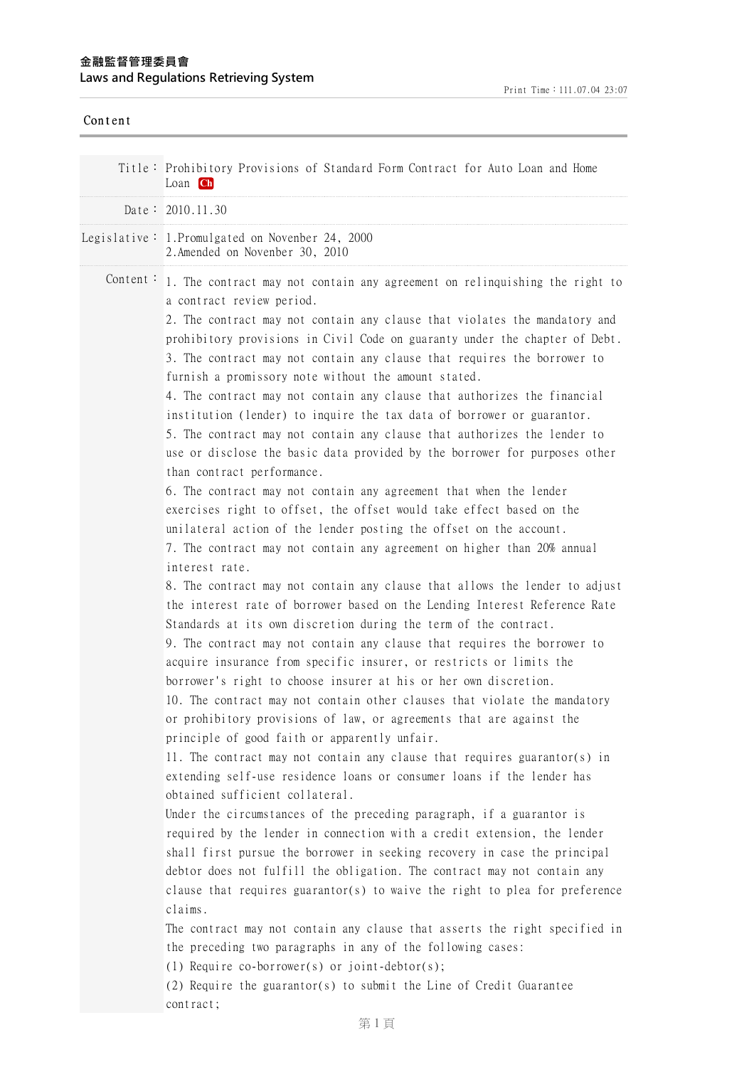金融監督管理委員會
Laws and Regulations Retrieving System

Print Time：111.07.04 23:07

Content

| | |
|---|---|
| Title： | Prohibitory Provisions of Standard Form Contract for Auto Loan and Home Loan Ch |
| Date： | 2010.11.30 |
| Legislative： | 1.Promulgated on Novenber 24, 2000<br>2.Amended on Novenber 30, 2010 |

Content：

1. The contract may not contain any agreement on relinquishing the right to a contract review period.
2. The contract may not contain any clause that violates the mandatory and prohibitory provisions in Civil Code on guaranty under the chapter of Debt.
3. The contract may not contain any clause that requires the borrower to furnish a promissory note without the amount stated.
4. The contract may not contain any clause that authorizes the financial institution (lender) to inquire the tax data of borrower or guarantor.
5. The contract may not contain any clause that authorizes the lender to use or disclose the basic data provided by the borrower for purposes other than contract performance.
6. The contract may not contain any agreement that when the lender exercises right to offset, the offset would take effect based on the unilateral action of the lender posting the offset on the account.
7. The contract may not contain any agreement on higher than 20% annual interest rate.
8. The contract may not contain any clause that allows the lender to adjust the interest rate of borrower based on the Lending Interest Reference Rate Standards at its own discretion during the term of the contract.
9. The contract may not contain any clause that requires the borrower to acquire insurance from specific insurer, or restricts or limits the borrower's right to choose insurer at his or her own discretion.
10. The contract may not contain other clauses that violate the mandatory or prohibitory provisions of law, or agreements that are against the principle of good faith or apparently unfair.
11. The contract may not contain any clause that requires guarantor(s) in extending self-use residence loans or consumer loans if the lender has obtained sufficient collateral.

Under the circumstances of the preceding paragraph, if a guarantor is required by the lender in connection with a credit extension, the lender shall first pursue the borrower in seeking recovery in case the principal debtor does not fulfill the obligation. The contract may not contain any clause that requires guarantor(s) to waive the right to plea for preference claims.

The contract may not contain any clause that asserts the right specified in the preceding two paragraphs in any of the following cases:

(1) Require co-borrower(s) or joint-debtor(s);

(2) Require the guarantor(s) to submit the Line of Credit Guarantee contract;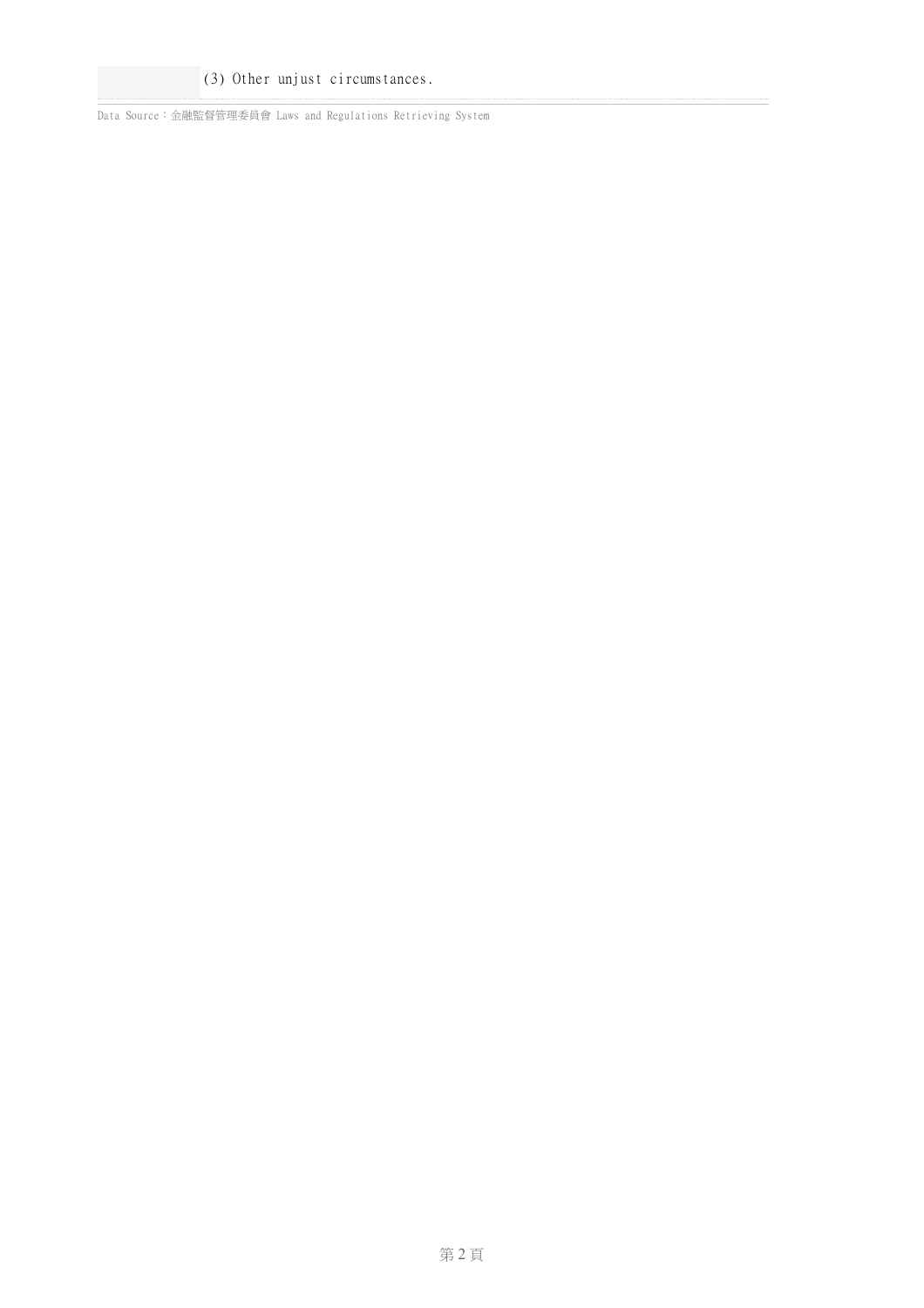(3) Other unjust circumstances.

---

Data Source：金融監督管理委員會 Laws and Regulations Retrieving System